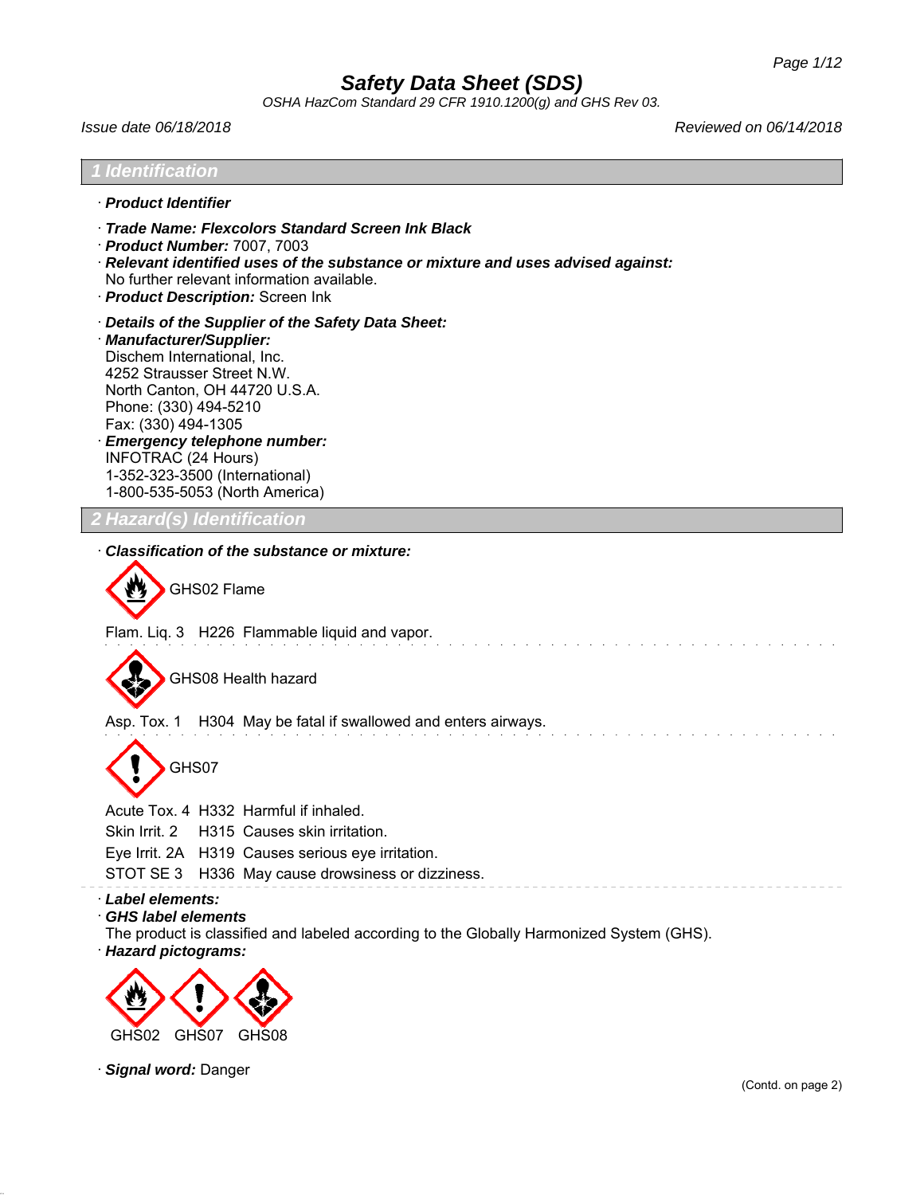# Safety Data Sheet (SDS)

*OSHA HazCom Standard 29 CFR 1910.1200(g) and GHS Rev 03.*

*Issue date 06/18/2018* *Reviewed on 06/14/2018*

## 1 Identification

· ***Product Identifier***

· ***Trade Name: Flexcolors Standard Screen Ink Black***
· ***Product Number:*** 7007, 7003
· ***Relevant identified uses of the substance or mixture and uses advised against:***
No further relevant information available.
· ***Product Description:*** Screen Ink

· ***Details of the Supplier of the Safety Data Sheet:***
· ***Manufacturer/Supplier:***
Dischem International, Inc.
4252 Strausser Street N.W.
North Canton, OH 44720 U.S.A.
Phone: (330) 494-5210
Fax: (330) 494-1305
· ***Emergency telephone number:***
INFOTRAC (24 Hours)
1-352-323-3500 (International)
1-800-535-5053 (North America)

## 2 Hazard(s) Identification

· ***Classification of the substance or mixture:***

GHS02 Flame

Flam. Liq. 3 H226 Flammable liquid and vapor.

GHS08 Health hazard

Asp. Tox. 1 H304 May be fatal if swallowed and enters airways.

GHS07

Acute Tox. 4 H332 Harmful if inhaled.
Skin Irrit. 2 H315 Causes skin irritation.
Eye Irrit. 2A H319 Causes serious eye irritation.
STOT SE 3 H336 May cause drowsiness or dizziness.

· ***Label elements:***
· ***GHS label elements***
The product is classified and labeled according to the Globally Harmonized System (GHS).
· ***Hazard pictograms:***

GHS02 GHS07 GHS08

· ***Signal word:*** Danger

(Contd. on page 2)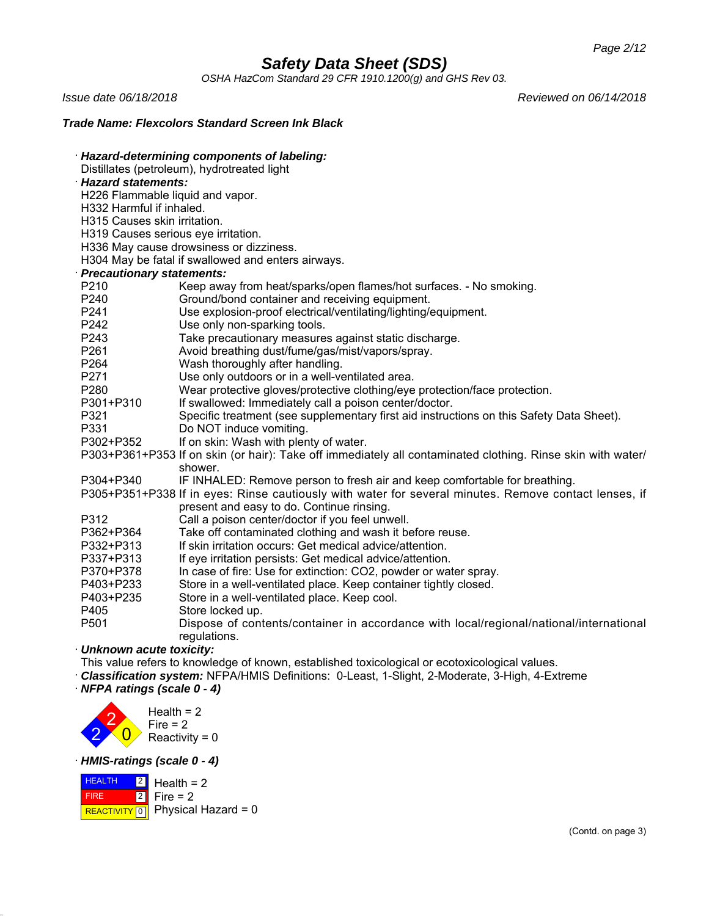## Safety Data Sheet (SDS)

*OSHA HazCom Standard 29 CFR 1910.1200(g) and GHS Rev 03.*

*Issue date 06/18/2018* *Reviewed on 06/14/2018*

***Trade Name: Flexcolors Standard Screen Ink Black***

· ***Hazard-determining components of labeling:***
Distillates (petroleum), hydrotreated light

· ***Hazard statements:***
H226 Flammable liquid and vapor.
H332 Harmful if inhaled.
H315 Causes skin irritation.
H319 Causes serious eye irritation.
H336 May cause drowsiness or dizziness.
H304 May be fatal if swallowed and enters airways.

· ***Precautionary statements:***

| | |
|---|---|
| P210 | Keep away from heat/sparks/open flames/hot surfaces. - No smoking. |
| P240 | Ground/bond container and receiving equipment. |
| P241 | Use explosion-proof electrical/ventilating/lighting/equipment. |
| P242 | Use only non-sparking tools. |
| P243 | Take precautionary measures against static discharge. |
| P261 | Avoid breathing dust/fume/gas/mist/vapors/spray. |
| P264 | Wash thoroughly after handling. |
| P271 | Use only outdoors or in a well-ventilated area. |
| P280 | Wear protective gloves/protective clothing/eye protection/face protection. |
| P301+P310 | If swallowed: Immediately call a poison center/doctor. |
| P321 | Specific treatment (see supplementary first aid instructions on this Safety Data Sheet). |
| P331 | Do NOT induce vomiting. |
| P302+P352 | If on skin: Wash with plenty of water. |
| P303+P361+P353 | If on skin (or hair): Take off immediately all contaminated clothing. Rinse skin with water/shower. |
| P304+P340 | IF INHALED: Remove person to fresh air and keep comfortable for breathing. |
| P305+P351+P338 | If in eyes: Rinse cautiously with water for several minutes. Remove contact lenses, if present and easy to do. Continue rinsing. |
| P312 | Call a poison center/doctor if you feel unwell. |
| P362+P364 | Take off contaminated clothing and wash it before reuse. |
| P332+P313 | If skin irritation occurs: Get medical advice/attention. |
| P337+P313 | If eye irritation persists: Get medical advice/attention. |
| P370+P378 | In case of fire: Use for extinction: CO2, powder or water spray. |
| P403+P233 | Store in a well-ventilated place. Keep container tightly closed. |
| P403+P235 | Store in a well-ventilated place. Keep cool. |
| P405 | Store locked up. |
| P501 | Dispose of contents/container in accordance with local/regional/national/international regulations. |

· ***Unknown acute toxicity:***
This value refers to knowledge of known, established toxicological or ecotoxicological values.

· ***Classification system:*** NFPA/HMIS Definitions: 0-Least, 1-Slight, 2-Moderate, 3-High, 4-Extreme

· ***NFPA ratings (scale 0 - 4)***

Health = 2
Fire = 2
Reactivity = 0

· ***HMIS-ratings (scale 0 - 4)***

| | | |
|---|---|---|
| HEALTH | 2 | Health = 2 |
| FIRE | 2 | Fire = 2 |
| REACTIVITY | 0 | Physical Hazard = 0 |

(Contd. on page 3)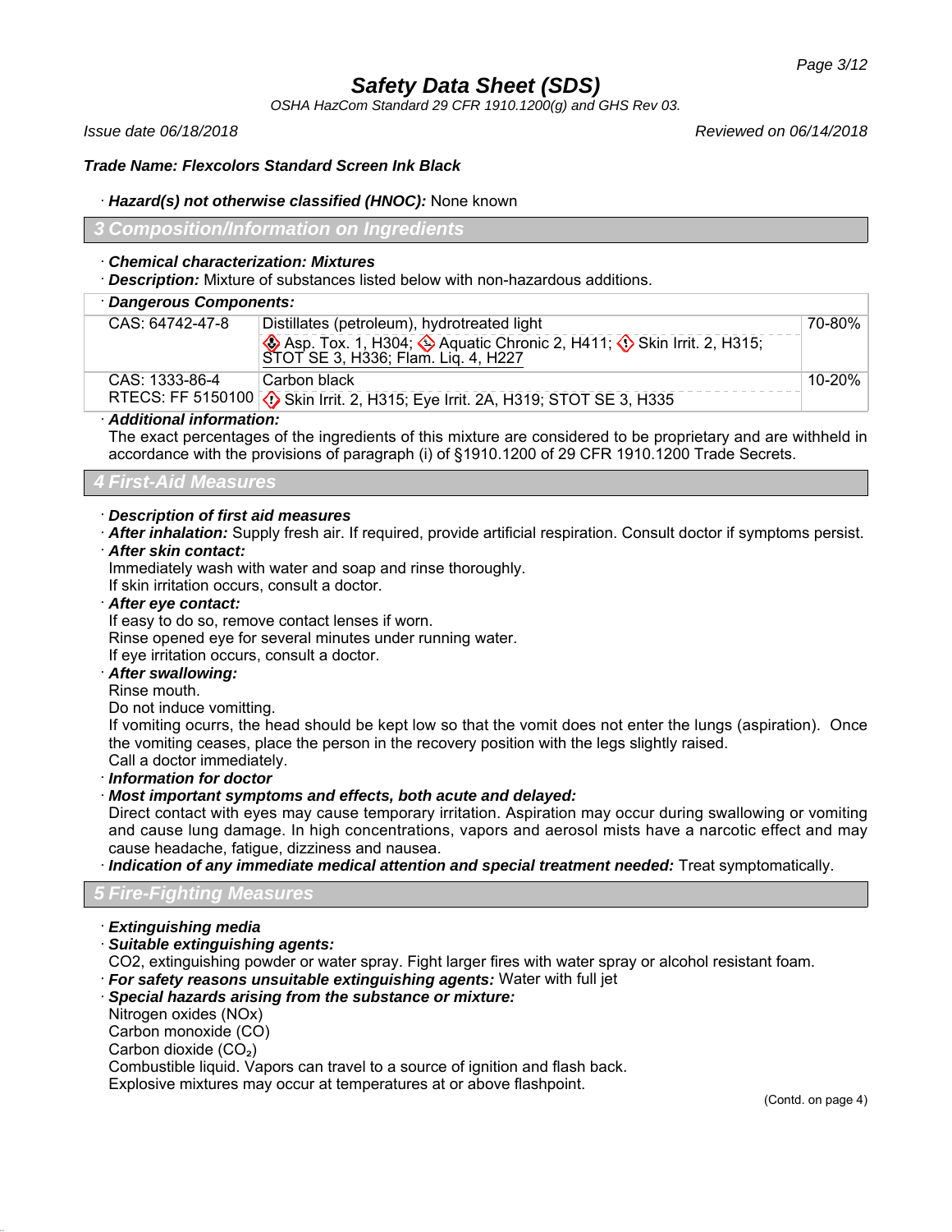# Safety Data Sheet (SDS)

*OSHA HazCom Standard 29 CFR 1910.1200(g) and GHS Rev 03.*

*Issue date 06/18/2018* *Reviewed on 06/14/2018*

***Trade Name: Flexcolors Standard Screen Ink Black***

· ***Hazard(s) not otherwise classified (HNOC):*** None known

## 3 Composition/Information on Ingredients

· ***Chemical characterization: Mixtures***
· ***Description:*** Mixture of substances listed below with non-hazardous additions.

| · ***Dangerous Components:*** | | |
|---|---|---|
| CAS: 64742-47-8 | Distillates (petroleum), hydrotreated light<br>Asp. Tox. 1, H304; Aquatic Chronic 2, H411; Skin Irrit. 2, H315; STOT SE 3, H336; Flam. Liq. 4, H227 | 70-80% |
| CAS: 1333-86-4<br>RTECS: FF 5150100 | Carbon black<br>Skin Irrit. 2, H315; Eye Irrit. 2A, H319; STOT SE 3, H335 | 10-20% |

· ***Additional information:***
The exact percentages of the ingredients of this mixture are considered to be proprietary and are withheld in accordance with the provisions of paragraph (i) of §1910.1200 of 29 CFR 1910.1200 Trade Secrets.

## 4 First-Aid Measures

· ***Description of first aid measures***
· ***After inhalation:*** Supply fresh air. If required, provide artificial respiration. Consult doctor if symptoms persist.
· ***After skin contact:***
Immediately wash with water and soap and rinse thoroughly.
If skin irritation occurs, consult a doctor.
· ***After eye contact:***
If easy to do so, remove contact lenses if worn.
Rinse opened eye for several minutes under running water.
If eye irritation occurs, consult a doctor.
· ***After swallowing:***
Rinse mouth.
Do not induce vomitting.
If vomiting ocurrs, the head should be kept low so that the vomit does not enter the lungs (aspiration). Once the vomiting ceases, place the person in the recovery position with the legs slightly raised.
Call a doctor immediately.
· ***Information for doctor***
· ***Most important symptoms and effects, both acute and delayed:***
Direct contact with eyes may cause temporary irritation. Aspiration may occur during swallowing or vomiting and cause lung damage. In high concentrations, vapors and aerosol mists have a narcotic effect and may cause headache, fatigue, dizziness and nausea.
· ***Indication of any immediate medical attention and special treatment needed:*** Treat symptomatically.

## 5 Fire-Fighting Measures

· ***Extinguishing media***
· ***Suitable extinguishing agents:***
CO2, extinguishing powder or water spray. Fight larger fires with water spray or alcohol resistant foam.
· ***For safety reasons unsuitable extinguishing agents:*** Water with full jet
· ***Special hazards arising from the substance or mixture:***
Nitrogen oxides (NOx)
Carbon monoxide (CO)
Carbon dioxide ($CO_2$)
Combustible liquid. Vapors can travel to a source of ignition and flash back.
Explosive mixtures may occur at temperatures at or above flashpoint.

(Contd. on page 4)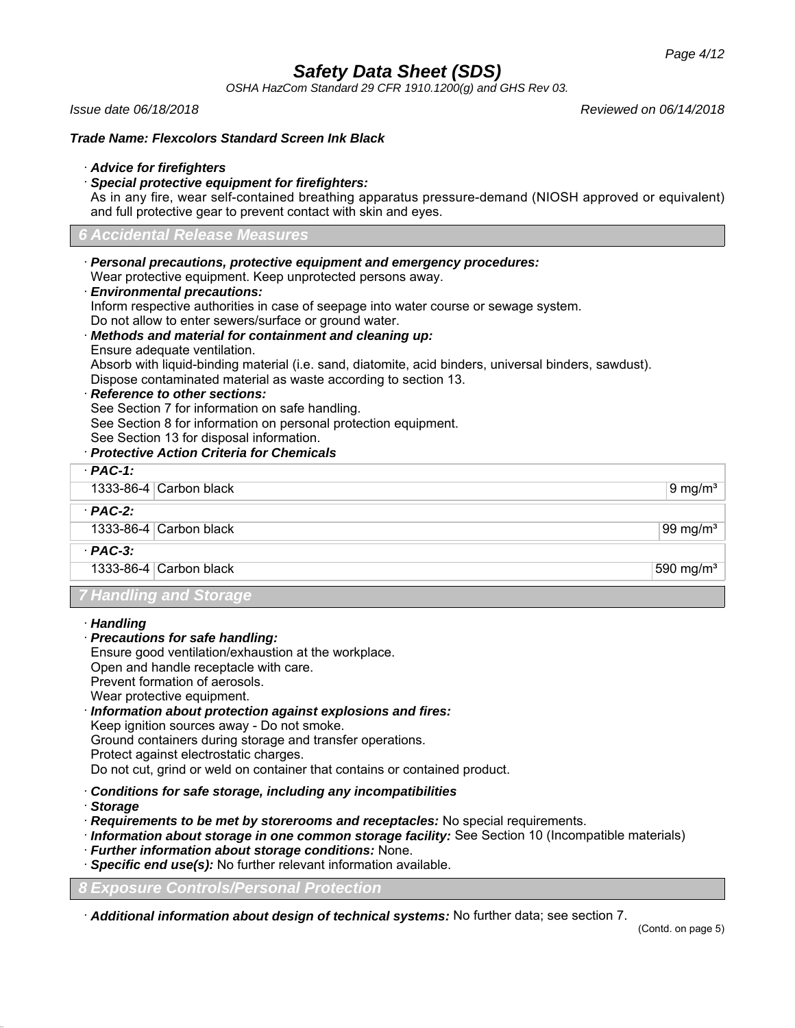# Safety Data Sheet (SDS)

*OSHA HazCom Standard 29 CFR 1910.1200(g) and GHS Rev 03.*

*Issue date 06/18/2018* *Reviewed on 06/14/2018*

***Trade Name: Flexcolors Standard Screen Ink Black***

· ***Advice for firefighters***

· ***Special protective equipment for firefighters:***
As in any fire, wear self-contained breathing apparatus pressure-demand (NIOSH approved or equivalent) and full protective gear to prevent contact with skin and eyes.

## 6 Accidental Release Measures

· ***Personal precautions, protective equipment and emergency procedures:***
Wear protective equipment. Keep unprotected persons away.

· ***Environmental precautions:***
Inform respective authorities in case of seepage into water course or sewage system.
Do not allow to enter sewers/surface or ground water.

· ***Methods and material for containment and cleaning up:***
Ensure adequate ventilation.
Absorb with liquid-binding material (i.e. sand, diatomite, acid binders, universal binders, sawdust).
Dispose contaminated material as waste according to section 13.

· ***Reference to other sections:***
See Section 7 for information on safe handling.
See Section 8 for information on personal protection equipment.
See Section 13 for disposal information.

· ***Protective Action Criteria for Chemicals***

| · ***PAC-1:*** | | |
|---|---|---|
| 1333-86-4 | Carbon black | 9 mg/m³ |
| · ***PAC-2:*** | | |
| 1333-86-4 | Carbon black | 99 mg/m³ |
| · ***PAC-3:*** | | |
| 1333-86-4 | Carbon black | 590 mg/m³ |

## 7 Handling and Storage

· ***Handling***

· ***Precautions for safe handling:***
Ensure good ventilation/exhaustion at the workplace.
Open and handle receptacle with care.
Prevent formation of aerosols.
Wear protective equipment.

· ***Information about protection against explosions and fires:***
Keep ignition sources away - Do not smoke.
Ground containers during storage and transfer operations.
Protect against electrostatic charges.
Do not cut, grind or weld on container that contains or contained product.

· ***Conditions for safe storage, including any incompatibilities***

· ***Storage***

· ***Requirements to be met by storerooms and receptacles:*** No special requirements.

· ***Information about storage in one common storage facility:*** See Section 10 (Incompatible materials)

· ***Further information about storage conditions:*** None.

· ***Specific end use(s):*** No further relevant information available.

## 8 Exposure Controls/Personal Protection

· ***Additional information about design of technical systems:*** No further data; see section 7.

(Contd. on page 5)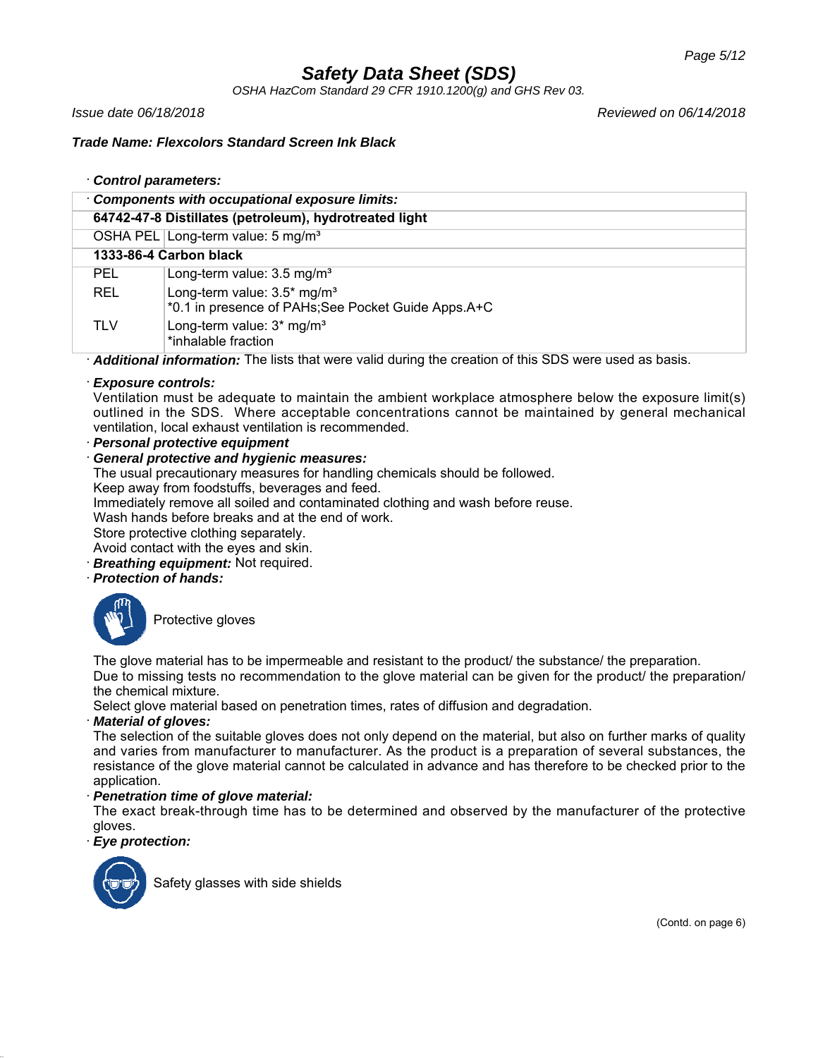## Safety Data Sheet (SDS)

*OSHA HazCom Standard 29 CFR 1910.1200(g) and GHS Rev 03.*

*Issue date 06/18/2018* *Reviewed on 06/14/2018*

***Trade Name: Flexcolors Standard Screen Ink Black***

· ***Control parameters:***

| · ***Components with occupational exposure limits:*** | |
|---|---|
| **64742-47-8 Distillates (petroleum), hydrotreated light** | |
| OSHA PEL | Long-term value: 5 mg/m³ |
| **1333-86-4 Carbon black** | |
| PEL | Long-term value: 3.5 mg/m³ |
| REL | Long-term value: 3.5* mg/m³<br>*0.1 in presence of PAHs;See Pocket Guide Apps.A+C |
| TLV | Long-term value: 3* mg/m³<br>*inhalable fraction |

· ***Additional information:*** The lists that were valid during the creation of this SDS were used as basis.

· ***Exposure controls:***
Ventilation must be adequate to maintain the ambient workplace atmosphere below the exposure limit(s) outlined in the SDS. Where acceptable concentrations cannot be maintained by general mechanical ventilation, local exhaust ventilation is recommended.

· ***Personal protective equipment***

· ***General protective and hygienic measures:***
The usual precautionary measures for handling chemicals should be followed.
Keep away from foodstuffs, beverages and feed.
Immediately remove all soiled and contaminated clothing and wash before reuse.
Wash hands before breaks and at the end of work.
Store protective clothing separately.
Avoid contact with the eyes and skin.

· ***Breathing equipment:*** Not required.

· ***Protection of hands:***

Protective gloves

The glove material has to be impermeable and resistant to the product/ the substance/ the preparation.
Due to missing tests no recommendation to the glove material can be given for the product/ the preparation/ the chemical mixture.
Select glove material based on penetration times, rates of diffusion and degradation.

· ***Material of gloves:***
The selection of the suitable gloves does not only depend on the material, but also on further marks of quality and varies from manufacturer to manufacturer. As the product is a preparation of several substances, the resistance of the glove material cannot be calculated in advance and has therefore to be checked prior to the application.

· ***Penetration time of glove material:***
The exact break-through time has to be determined and observed by the manufacturer of the protective gloves.

· ***Eye protection:***

Safety glasses with side shields

(Contd. on page 6)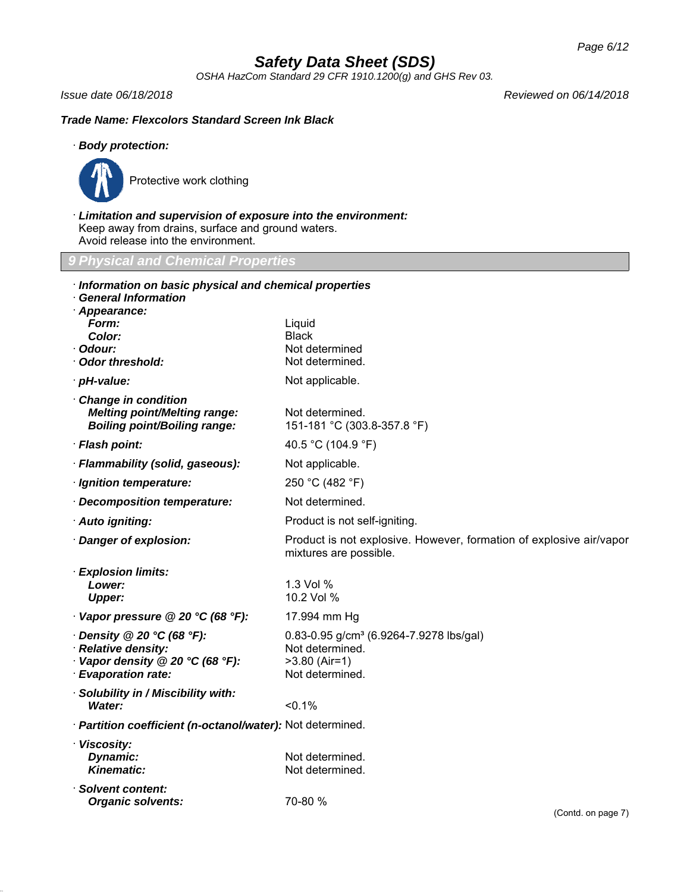Trade Name: **Flexcolors Standard Screen Ink Black**

· **Body protection:**

Protective work clothing

· **Limitation and supervision of exposure into the environment:**
Keep away from drains, surface and ground waters.
Avoid release into the environment.

## 9 Physical and Chemical Properties

· **Information on basic physical and chemical properties**
· **General Information**

| | |
|---|---|
| · **Appearance:** | |
| **Form:** | Liquid |
| **Color:** | Black |
| · **Odour:** | Not determined |
| · **Odor threshold:** | Not determined. |
| · **pH-value:** | Not applicable. |
| · **Change in condition** | |
| **Melting point/Melting range:** | Not determined. |
| **Boiling point/Boiling range:** | 151-181 °C (303.8-357.8 °F) |
| · **Flash point:** | 40.5 °C (104.9 °F) |
| · **Flammability (solid, gaseous):** | Not applicable. |
| · **Ignition temperature:** | 250 °C (482 °F) |
| · **Decomposition temperature:** | Not determined. |
| · **Auto igniting:** | Product is not self-igniting. |
| · **Danger of explosion:** | Product is not explosive. However, formation of explosive air/vapor mixtures are possible. |
| · **Explosion limits:** | |
| **Lower:** | 1.3 Vol % |
| **Upper:** | 10.2 Vol % |
| · **Vapor pressure @ 20 °C (68 °F):** | 17.994 mm Hg |
| · **Density @ 20 °C (68 °F):** | 0.83-0.95 g/cm³ (6.9264-7.9278 lbs/gal) |
| · **Relative density:** | Not determined. |
| · **Vapor density @ 20 °C (68 °F):** | >3.80 (Air=1) |
| · **Evaporation rate:** | Not determined. |
| · **Solubility in / Miscibility with:** | |
| **Water:** | <0.1% |
| · **Partition coefficient (n-octanol/water):** | Not determined. |
| · **Viscosity:** | |
| **Dynamic:** | Not determined. |
| **Kinematic:** | Not determined. |
| · **Solvent content:** | |
| **Organic solvents:** | 70-80 % |

(Contd. on page 7)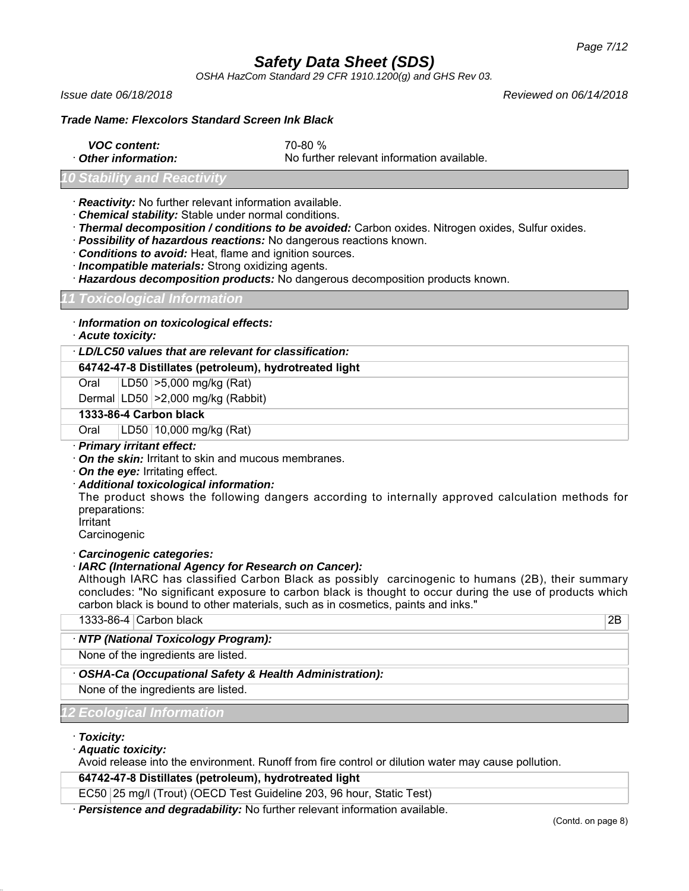# Safety Data Sheet (SDS)

*OSHA HazCom Standard 29 CFR 1910.1200(g) and GHS Rev 03.*

*Issue date 06/18/2018* *Reviewed on 06/14/2018*

***Trade Name: Flexcolors Standard Screen Ink Black***

| | |
|---|---|
| ***VOC content:*** | 70-80 % |
| · ***Other information:*** | No further relevant information available. |

## 10 Stability and Reactivity

· ***Reactivity:*** No further relevant information available.
· ***Chemical stability:*** Stable under normal conditions.
· ***Thermal decomposition / conditions to be avoided:*** Carbon oxides. Nitrogen oxides, Sulfur oxides.
· ***Possibility of hazardous reactions:*** No dangerous reactions known.
· ***Conditions to avoid:*** Heat, flame and ignition sources.
· ***Incompatible materials:*** Strong oxidizing agents.
· ***Hazardous decomposition products:*** No dangerous decomposition products known.

## 11 Toxicological Information

· ***Information on toxicological effects:***
· ***Acute toxicity:***

| · ***LD/LC50 values that are relevant for classification:*** | | |
|---|---|---|
| **64742-47-8 Distillates (petroleum), hydrotreated light** | | |
| Oral | LD50 | >5,000 mg/kg (Rat) |
| Dermal | LD50 | >2,000 mg/kg (Rabbit) |
| **1333-86-4 Carbon black** | | |
| Oral | LD50 | 10,000 mg/kg (Rat) |

· ***Primary irritant effect:***
· ***On the skin:*** Irritant to skin and mucous membranes.
· ***On the eye:*** Irritating effect.
· ***Additional toxicological information:***
The product shows the following dangers according to internally approved calculation methods for preparations:
Irritant
Carcinogenic

· ***Carcinogenic categories:***
· ***IARC (International Agency for Research on Cancer):***
Although IARC has classified Carbon Black as possibly carcinogenic to humans (2B), their summary concludes: "No significant exposure to carbon black is thought to occur during the use of products which carbon black is bound to other materials, such as in cosmetics, paints and inks."

| | | |
|---|---|---|
| 1333-86-4 | Carbon black | 2B |

| · ***NTP (National Toxicology Program):*** |
|---|
| None of the ingredients are listed. |

| · ***OSHA-Ca (Occupational Safety & Health Administration):*** |
|---|
| None of the ingredients are listed. |

## 12 Ecological Information

· ***Toxicity:***
· ***Aquatic toxicity:***
Avoid release into the environment. Runoff from fire control or dilution water may cause pollution.

| **64742-47-8 Distillates (petroleum), hydrotreated light** | |
|---|---|
| EC50 | 25 mg/l (Trout) (OECD Test Guideline 203, 96 hour, Static Test) |

· ***Persistence and degradability:*** No further relevant information available.

(Contd. on page 8)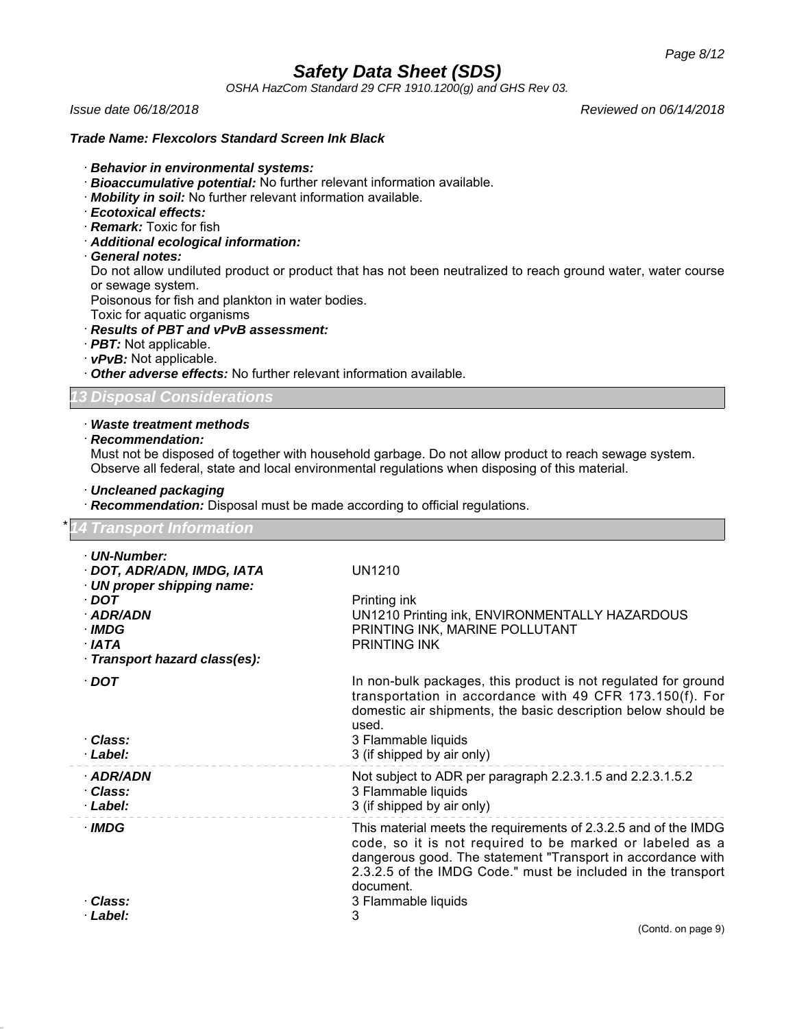*Trade Name: Flexcolors Standard Screen Ink Black*

- ***Behavior in environmental systems:***
- ***Bioaccumulative potential:*** No further relevant information available.
- ***Mobility in soil:*** No further relevant information available.
- ***Ecotoxical effects:***
- ***Remark:*** Toxic for fish
- ***Additional ecological information:***
- ***General notes:***

  Do not allow undiluted product or product that has not been neutralized to reach ground water, water course or sewage system.

  Poisonous for fish and plankton in water bodies.

  Toxic for aquatic organisms
- ***Results of PBT and vPvB assessment:***
- ***PBT:*** Not applicable.
- ***vPvB:*** Not applicable.
- ***Other adverse effects:*** No further relevant information available.

## 13 Disposal Considerations

- ***Waste treatment methods***
- ***Recommendation:***

  Must not be disposed of together with household garbage. Do not allow product to reach sewage system. Observe all federal, state and local environmental regulations when disposing of this material.

- ***Uncleaned packaging***
- ***Recommendation:*** Disposal must be made according to official regulations.

## * 14 Transport Information

| | |
|---|---|
| ***UN-Number:*** | |
| ***DOT, ADR/ADN, IMDG, IATA*** | UN1210 |
| ***UN proper shipping name:*** | |
| ***DOT*** | Printing ink |
| ***ADR/ADN*** | UN1210 Printing ink, ENVIRONMENTALLY HAZARDOUS |
| ***IMDG*** | PRINTING INK, MARINE POLLUTANT |
| ***IATA*** | PRINTING INK |
| ***Transport hazard class(es):*** | |
| ***DOT*** | In non-bulk packages, this product is not regulated for ground transportation in accordance with 49 CFR 173.150(f). For domestic air shipments, the basic description below should be used. |
| ***Class:*** | 3 Flammable liquids |
| ***Label:*** | 3 (if shipped by air only) |
| ***ADR/ADN*** | Not subject to ADR per paragraph 2.2.3.1.5 and 2.2.3.1.5.2 |
| ***Class:*** | 3 Flammable liquids |
| ***Label:*** | 3 (if shipped by air only) |
| ***IMDG*** | This material meets the requirements of 2.3.2.5 and of the IMDG code, so it is not required to be marked or labeled as a dangerous good. The statement "Transport in accordance with 2.3.2.5 of the IMDG Code." must be included in the transport document. |
| ***Class:*** | 3 Flammable liquids |
| ***Label:*** | 3 |

(Contd. on page 9)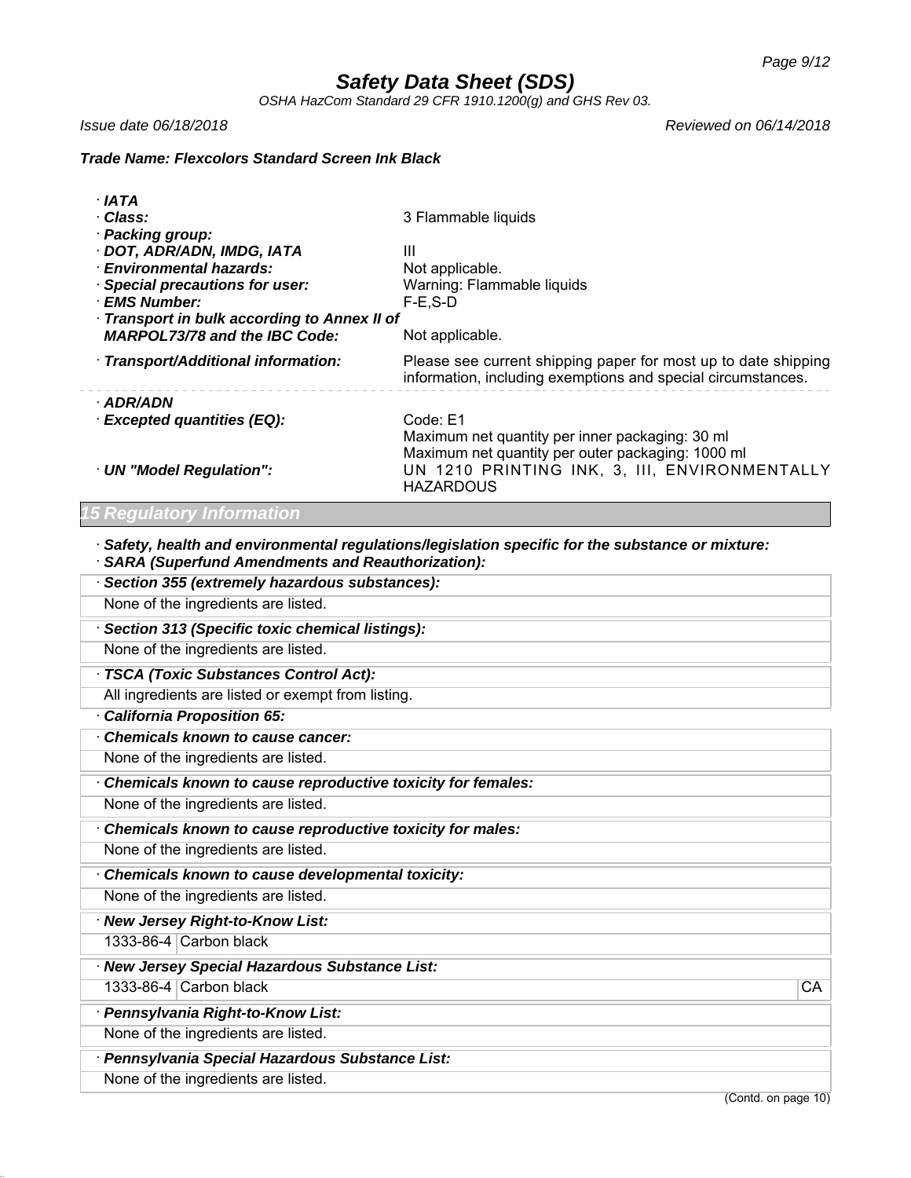**Safety Data Sheet (SDS)**

*OSHA HazCom Standard 29 CFR 1910.1200(g) and GHS Rev 03.*

*Issue date 06/18/2018* *Reviewed on 06/14/2018*

***Trade Name: Flexcolors Standard Screen Ink Black***

· ***IATA***
· ***Class:*** 3 Flammable liquids
· ***Packing group:***
· ***DOT, ADR/ADN, IMDG, IATA*** III
· ***Environmental hazards:*** Not applicable.
· ***Special precautions for user:*** Warning: Flammable liquids
· ***EMS Number:*** F-E,S-D
· ***Transport in bulk according to Annex II of MARPOL73/78 and the IBC Code:*** Not applicable.
· ***Transport/Additional information:*** Please see current shipping paper for most up to date shipping information, including exemptions and special circumstances.

· ***ADR/ADN***
· ***Excepted quantities (EQ):*** Code: E1
Maximum net quantity per inner packaging: 30 ml
Maximum net quantity per outer packaging: 1000 ml
· ***UN "Model Regulation":*** UN 1210 PRINTING INK, 3, III, ENVIRONMENTALLY HAZARDOUS

## 15 Regulatory Information

· ***Safety, health and environmental regulations/legislation specific for the substance or mixture:***
· ***SARA (Superfund Amendments and Reauthorization):***

· ***Section 355 (extremely hazardous substances):***
None of the ingredients are listed.

· ***Section 313 (Specific toxic chemical listings):***
None of the ingredients are listed.

· ***TSCA (Toxic Substances Control Act):***
All ingredients are listed or exempt from listing.

· ***California Proposition 65:***

· ***Chemicals known to cause cancer:***
None of the ingredients are listed.

· ***Chemicals known to cause reproductive toxicity for females:***
None of the ingredients are listed.

· ***Chemicals known to cause reproductive toxicity for males:***
None of the ingredients are listed.

· ***Chemicals known to cause developmental toxicity:***
None of the ingredients are listed.

· ***New Jersey Right-to-Know List:***

| | |
|---|---|
| 1333-86-4 | Carbon black |

· ***New Jersey Special Hazardous Substance List:***

| | | |
|---|---|---|
| 1333-86-4 | Carbon black | CA |

· ***Pennsylvania Right-to-Know List:***
None of the ingredients are listed.

· ***Pennsylvania Special Hazardous Substance List:***
None of the ingredients are listed.

(Contd. on page 10)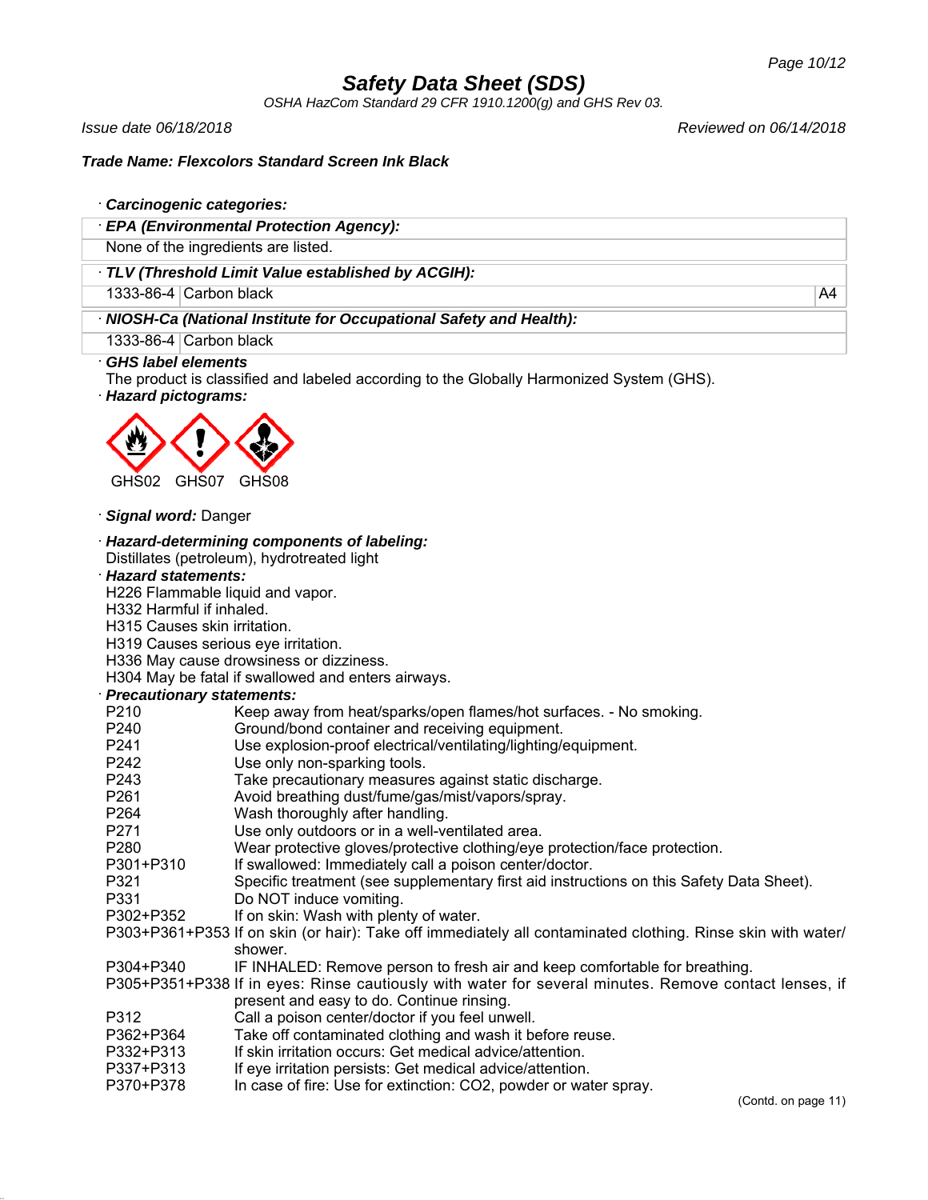# Safety Data Sheet (SDS)

*OSHA HazCom Standard 29 CFR 1910.1200(g) and GHS Rev 03.*

*Issue date 06/18/2018* *Reviewed on 06/14/2018*

***Trade Name: Flexcolors Standard Screen Ink Black***

· ***Carcinogenic categories:***

| · ***EPA (Environmental Protection Agency):*** | | |
|---|---|---|
| None of the ingredients are listed. | | |
| · ***TLV (Threshold Limit Value established by ACGIH):*** | | |
| 1333-86-4 | Carbon black | A4 |
| · ***NIOSH-Ca (National Institute for Occupational Safety and Health):*** | | |
| 1333-86-4 | Carbon black | |

· ***GHS label elements***

The product is classified and labeled according to the Globally Harmonized System (GHS).

· ***Hazard pictograms:***

GHS02 GHS07 GHS08

· ***Signal word:*** Danger

· ***Hazard-determining components of labeling:***

Distillates (petroleum), hydrotreated light

· ***Hazard statements:***

H226 Flammable liquid and vapor.
H332 Harmful if inhaled.
H315 Causes skin irritation.
H319 Causes serious eye irritation.
H336 May cause drowsiness or dizziness.
H304 May be fatal if swallowed and enters airways.

· ***Precautionary statements:***

| | |
|---|---|
| P210 | Keep away from heat/sparks/open flames/hot surfaces. - No smoking. |
| P240 | Ground/bond container and receiving equipment. |
| P241 | Use explosion-proof electrical/ventilating/lighting/equipment. |
| P242 | Use only non-sparking tools. |
| P243 | Take precautionary measures against static discharge. |
| P261 | Avoid breathing dust/fume/gas/mist/vapors/spray. |
| P264 | Wash thoroughly after handling. |
| P271 | Use only outdoors or in a well-ventilated area. |
| P280 | Wear protective gloves/protective clothing/eye protection/face protection. |
| P301+P310 | If swallowed: Immediately call a poison center/doctor. |
| P321 | Specific treatment (see supplementary first aid instructions on this Safety Data Sheet). |
| P331 | Do NOT induce vomiting. |
| P302+P352 | If on skin: Wash with plenty of water. |
| P303+P361+P353 | If on skin (or hair): Take off immediately all contaminated clothing. Rinse skin with water/shower. |
| P304+P340 | IF INHALED: Remove person to fresh air and keep comfortable for breathing. |
| P305+P351+P338 | If in eyes: Rinse cautiously with water for several minutes. Remove contact lenses, if present and easy to do. Continue rinsing. |
| P312 | Call a poison center/doctor if you feel unwell. |
| P362+P364 | Take off contaminated clothing and wash it before reuse. |
| P332+P313 | If skin irritation occurs: Get medical advice/attention. |
| P337+P313 | If eye irritation persists: Get medical advice/attention. |
| P370+P378 | In case of fire: Use for extinction: $CO_2$, powder or water spray. |

(Contd. on page 11)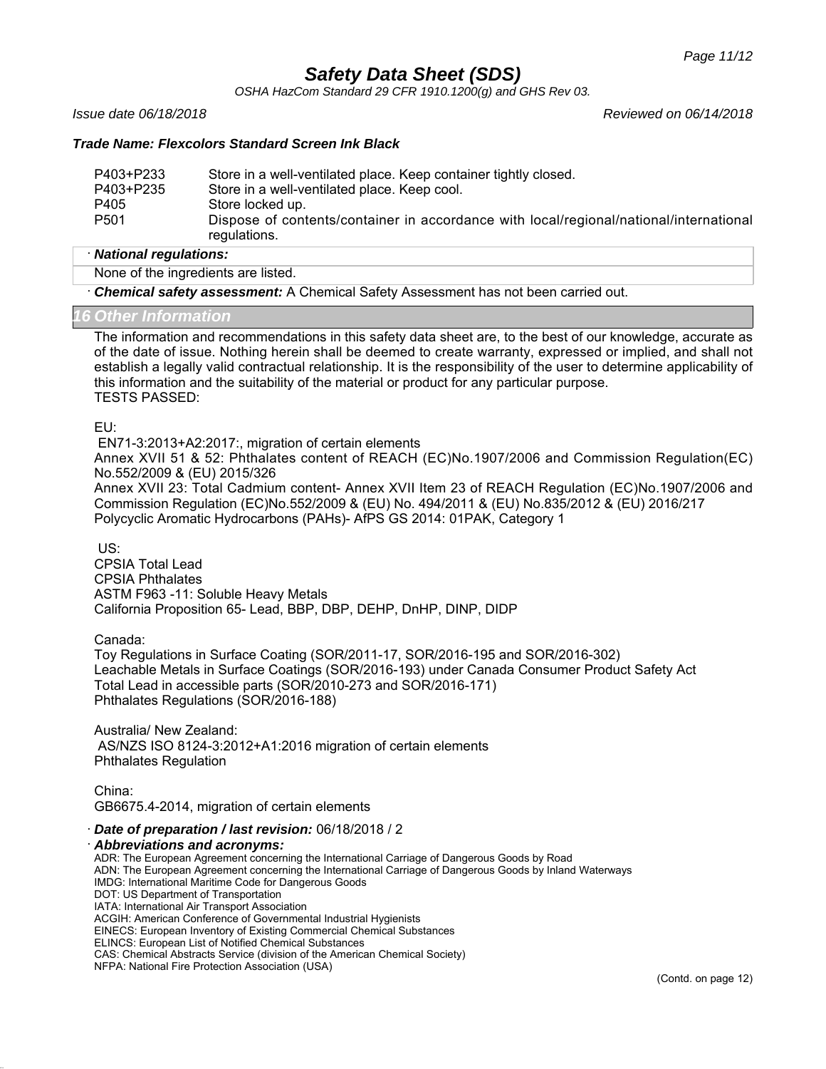**Trade Name: Flexcolors Standard Screen Ink Black**

| | |
|---|---|
| P403+P233 | Store in a well-ventilated place. Keep container tightly closed. |
| P403+P235 | Store in a well-ventilated place. Keep cool. |
| P405 | Store locked up. |
| P501 | Dispose of contents/container in accordance with local/regional/national/international regulations. |

· ***National regulations:***

None of the ingredients are listed.

· ***Chemical safety assessment:*** A Chemical Safety Assessment has not been carried out.

## 16 Other Information

The information and recommendations in this safety data sheet are, to the best of our knowledge, accurate as of the date of issue. Nothing herein shall be deemed to create warranty, expressed or implied, and shall not establish a legally valid contractual relationship. It is the responsibility of the user to determine applicability of this information and the suitability of the material or product for any particular purpose.
TESTS PASSED:

EU:
EN71-3:2013+A2:2017:, migration of certain elements
Annex XVII 51 & 52: Phthalates content of REACH (EC)No.1907/2006 and Commission Regulation(EC) No.552/2009 & (EU) 2015/326
Annex XVII 23: Total Cadmium content- Annex XVII Item 23 of REACH Regulation (EC)No.1907/2006 and Commission Regulation (EC)No.552/2009 & (EU) No. 494/2011 & (EU) No.835/2012 & (EU) 2016/217
Polycyclic Aromatic Hydrocarbons (PAHs)- AfPS GS 2014: 01PAK, Category 1

US:
CPSIA Total Lead
CPSIA Phthalates
ASTM F963 -11: Soluble Heavy Metals
California Proposition 65- Lead, BBP, DBP, DEHP, DnHP, DINP, DIDP

Canada:
Toy Regulations in Surface Coating (SOR/2011-17, SOR/2016-195 and SOR/2016-302)
Leachable Metals in Surface Coatings (SOR/2016-193) under Canada Consumer Product Safety Act
Total Lead in accessible parts (SOR/2010-273 and SOR/2016-171)
Phthalates Regulations (SOR/2016-188)

Australia/ New Zealand:
AS/NZS ISO 8124-3:2012+A1:2016 migration of certain elements
Phthalates Regulation

China:
GB6675.4-2014, migration of certain elements

· ***Date of preparation / last revision:*** 06/18/2018 / 2

· ***Abbreviations and acronyms:***
ADR: The European Agreement concerning the International Carriage of Dangerous Goods by Road
ADN: The European Agreement concerning the International Carriage of Dangerous Goods by Inland Waterways
IMDG: International Maritime Code for Dangerous Goods
DOT: US Department of Transportation
IATA: International Air Transport Association
ACGIH: American Conference of Governmental Industrial Hygienists
EINECS: European Inventory of Existing Commercial Chemical Substances
ELINCS: European List of Notified Chemical Substances
CAS: Chemical Abstracts Service (division of the American Chemical Society)
NFPA: National Fire Protection Association (USA)

(Contd. on page 12)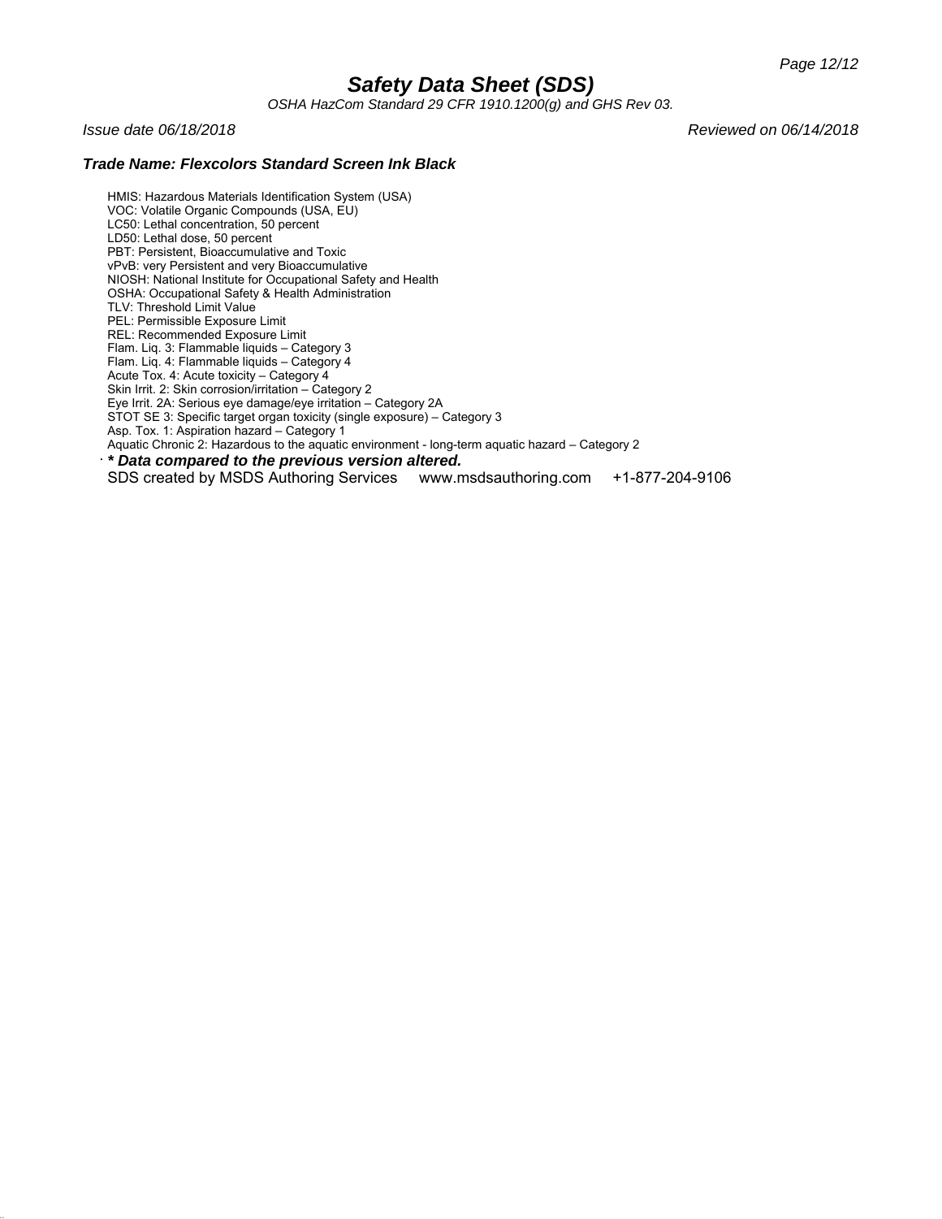HMIS: Hazardous Materials Identification System (USA)
VOC: Volatile Organic Compounds (USA, EU)
LC50: Lethal concentration, 50 percent
LD50: Lethal dose, 50 percent
PBT: Persistent, Bioaccumulative and Toxic
vPvB: very Persistent and very Bioaccumulative
NIOSH: National Institute for Occupational Safety and Health
OSHA: Occupational Safety & Health Administration
TLV: Threshold Limit Value
PEL: Permissible Exposure Limit
REL: Recommended Exposure Limit
Flam. Liq. 3: Flammable liquids – Category 3
Flam. Liq. 4: Flammable liquids – Category 4
Acute Tox. 4: Acute toxicity – Category 4
Skin Irrit. 2: Skin corrosion/irritation – Category 2
Eye Irrit. 2A: Serious eye damage/eye irritation – Category 2A
STOT SE 3: Specific target organ toxicity (single exposure) – Category 3
Asp. Tox. 1: Aspiration hazard – Category 1
Aquatic Chronic 2: Hazardous to the aquatic environment - long-term aquatic hazard – Category 2

· ***\* Data compared to the previous version altered.***

SDS created by MSDS Authoring Services www.msdsauthoring.com +1-877-204-9106